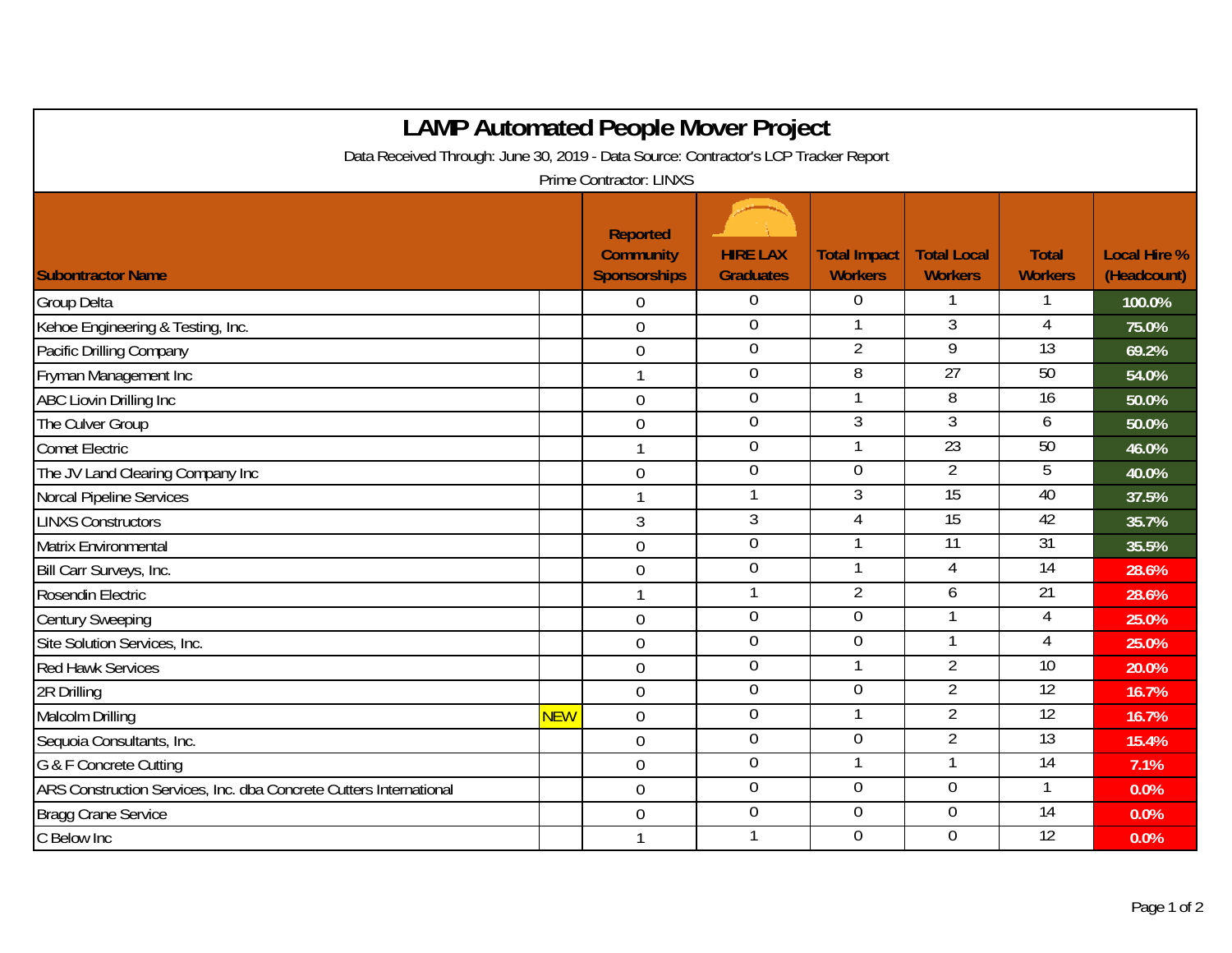# LAMP Automated People Mover Project

Data Received Through: June 30, 2019 - Data Source: Contractor's LCP Tracker Report

Prime Contractor: LINXS

| Subcontractor Name | | Reported Community Sponsorships | HIRE LAX Graduates | Total Impact Workers | Total Local Workers | Total Workers | Local Hire % (Headcount) |
|---|---|---|---|---|---|---|---|
| Group Delta | | 0 | 0 | 0 | 1 | 1 | 100.0% |
| Kehoe Engineering & Testing, Inc. | | 0 | 0 | 1 | 3 | 4 | 75.0% |
| Pacific Drilling Company | | 0 | 0 | 2 | 9 | 13 | 69.2% |
| Fryman Management Inc | | 1 | 0 | 8 | 27 | 50 | 54.0% |
| ABC Liovin Drilling Inc | | 0 | 0 | 1 | 8 | 16 | 50.0% |
| The Culver Group | | 0 | 0 | 3 | 3 | 6 | 50.0% |
| Comet Electric | | 1 | 0 | 1 | 23 | 50 | 46.0% |
| The JV Land Clearing Company Inc | | 0 | 0 | 0 | 2 | 5 | 40.0% |
| Norcal Pipeline Services | | 1 | 1 | 3 | 15 | 40 | 37.5% |
| LINXS Constructors | | 3 | 3 | 4 | 15 | 42 | 35.7% |
| Matrix Environmental | | 0 | 0 | 1 | 11 | 31 | 35.5% |
| Bill Carr Surveys, Inc. | | 0 | 0 | 1 | 4 | 14 | 28.6% |
| Rosendin Electric | | 1 | 1 | 2 | 6 | 21 | 28.6% |
| Century Sweeping | | 0 | 0 | 0 | 1 | 4 | 25.0% |
| Site Solution Services, Inc. | | 0 | 0 | 0 | 1 | 4 | 25.0% |
| Red Hawk Services | | 0 | 0 | 1 | 2 | 10 | 20.0% |
| 2R Drilling | | 0 | 0 | 0 | 2 | 12 | 16.7% |
| Malcolm Drilling | NEW | 0 | 0 | 1 | 2 | 12 | 16.7% |
| Sequoia Consultants, Inc. | | 0 | 0 | 0 | 2 | 13 | 15.4% |
| G & F Concrete Cutting | | 0 | 0 | 1 | 1 | 14 | 7.1% |
| ARS Construction Services, Inc. dba Concrete Cutters International | | 0 | 0 | 0 | 0 | 1 | 0.0% |
| Bragg Crane Service | | 0 | 0 | 0 | 0 | 14 | 0.0% |
| C Below Inc | | 1 | 1 | 0 | 0 | 12 | 0.0% |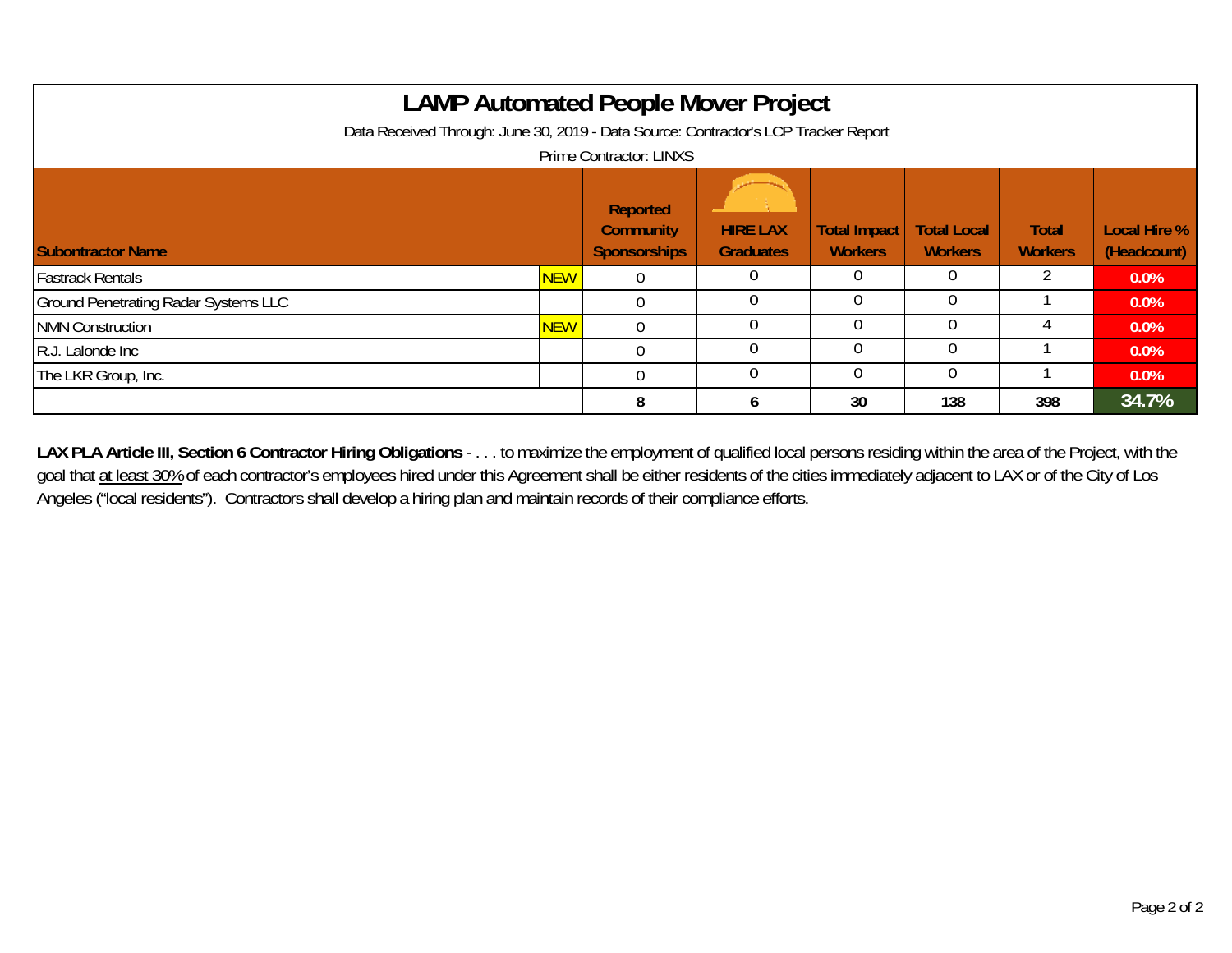# LAMP Automated People Mover Project

Data Received Through: June 30, 2019 - Data Source: Contractor's LCP Tracker Report

Prime Contractor: LINXS

| Subontractor Name | | Reported Community Sponsorships | HIRE LAX Graduates | Total Impact Workers | Total Local Workers | Total Workers | Local Hire % (Headcount) |
|---|---|---|---|---|---|---|---|
| Fastrack Rentals | NEW | 0 | 0 | 0 | 0 | 2 | 0.0% |
| Ground Penetrating Radar Systems LLC | | 0 | 0 | 0 | 0 | 1 | 0.0% |
| NMN Construction | NEW | 0 | 0 | 0 | 0 | 4 | 0.0% |
| R.J. Lalonde Inc | | 0 | 0 | 0 | 0 | 1 | 0.0% |
| The LKR Group, Inc. | | 0 | 0 | 0 | 0 | 1 | 0.0% |
| | | **8** | **6** | **30** | **138** | **398** | **34.7%** |

**LAX PLA Article III, Section 6 Contractor Hiring Obligations** - . . . to maximize the employment of qualified local persons residing within the area of the Project, with the goal that at least 30% of each contractor's employees hired under this Agreement shall be either residents of the cities immediately adjacent to LAX or of the City of Los Angeles ("local residents"). Contractors shall develop a hiring plan and maintain records of their compliance efforts.